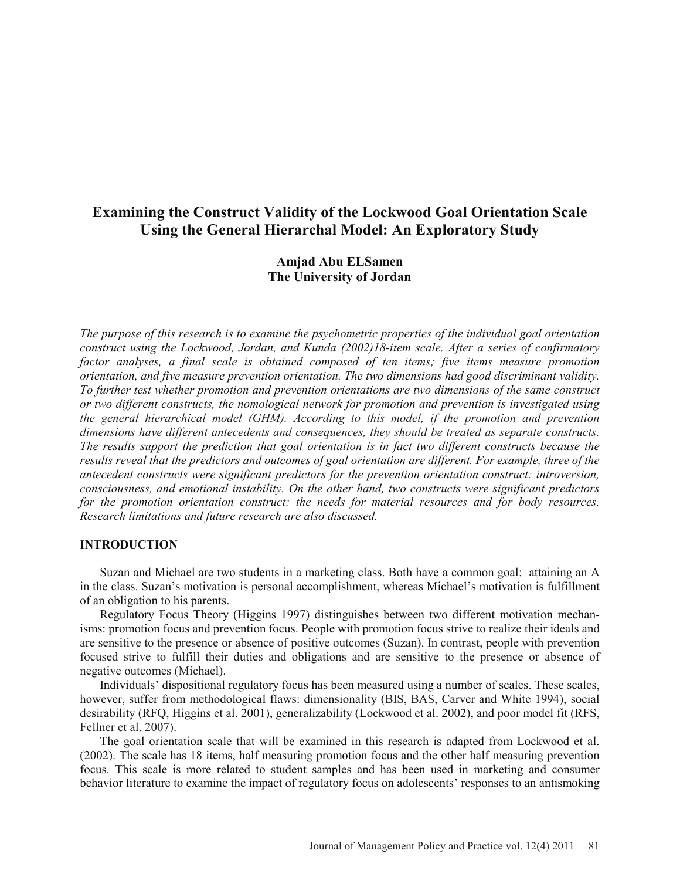# Examining the Construct Validity of the Lockwood Goal Orientation Scale Using the General Hierarchal Model: An Exploratory Study

**Amjad Abu ELSamen**
**The University of Jordan**

*The purpose of this research is to examine the psychometric properties of the individual goal orientation construct using the Lockwood, Jordan, and Kunda (2002)18-item scale. After a series of confirmatory factor analyses, a final scale is obtained composed of ten items; five items measure promotion orientation, and five measure prevention orientation. The two dimensions had good discriminant validity. To further test whether promotion and prevention orientations are two dimensions of the same construct or two different constructs, the nomological network for promotion and prevention is investigated using the general hierarchical model (GHM). According to this model, if the promotion and prevention dimensions have different antecedents and consequences, they should be treated as separate constructs. The results support the prediction that goal orientation is in fact two different constructs because the results reveal that the predictors and outcomes of goal orientation are different. For example, three of the antecedent constructs were significant predictors for the prevention orientation construct: introversion, consciousness, and emotional instability. On the other hand, two constructs were significant predictors for the promotion orientation construct: the needs for material resources and for body resources. Research limitations and future research are also discussed.*

## INTRODUCTION

Suzan and Michael are two students in a marketing class. Both have a common goal: attaining an A in the class. Suzan's motivation is personal accomplishment, whereas Michael's motivation is fulfillment of an obligation to his parents.

Regulatory Focus Theory (Higgins 1997) distinguishes between two different motivation mechanisms: promotion focus and prevention focus. People with promotion focus strive to realize their ideals and are sensitive to the presence or absence of positive outcomes (Suzan). In contrast, people with prevention focused strive to fulfill their duties and obligations and are sensitive to the presence or absence of negative outcomes (Michael).

Individuals' dispositional regulatory focus has been measured using a number of scales. These scales, however, suffer from methodological flaws: dimensionality (BIS, BAS, Carver and White 1994), social desirability (RFQ, Higgins et al. 2001), generalizability (Lockwood et al. 2002), and poor model fit (RFS, Fellner et al. 2007).

The goal orientation scale that will be examined in this research is adapted from Lockwood et al. (2002). The scale has 18 items, half measuring promotion focus and the other half measuring prevention focus. This scale is more related to student samples and has been used in marketing and consumer behavior literature to examine the impact of regulatory focus on adolescents' responses to an antismoking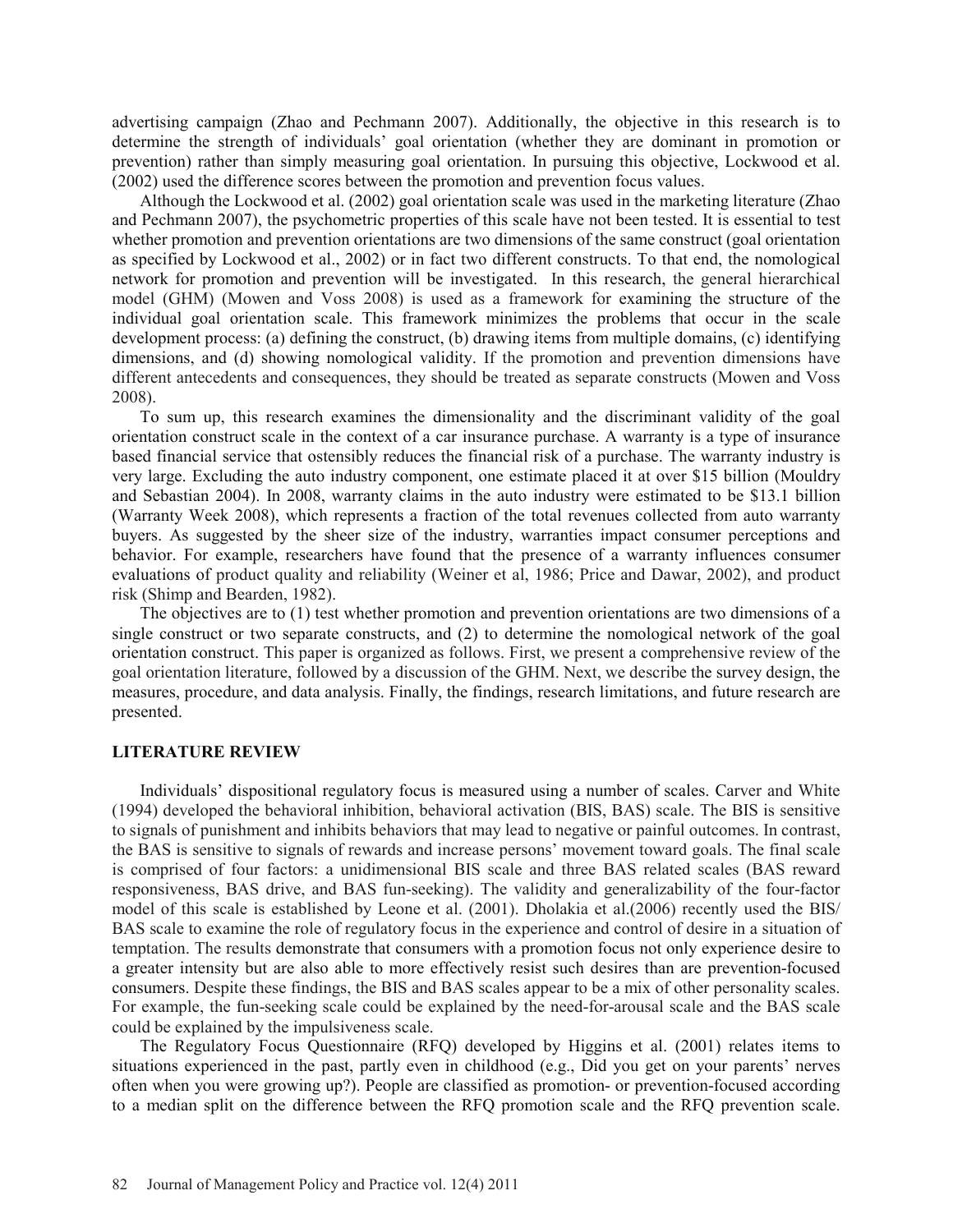advertising campaign (Zhao and Pechmann 2007). Additionally, the objective in this research is to determine the strength of individuals' goal orientation (whether they are dominant in promotion or prevention) rather than simply measuring goal orientation. In pursuing this objective, Lockwood et al. (2002) used the difference scores between the promotion and prevention focus values.

Although the Lockwood et al. (2002) goal orientation scale was used in the marketing literature (Zhao and Pechmann 2007), the psychometric properties of this scale have not been tested. It is essential to test whether promotion and prevention orientations are two dimensions of the same construct (goal orientation as specified by Lockwood et al., 2002) or in fact two different constructs. To that end, the nomological network for promotion and prevention will be investigated. In this research, the general hierarchical model (GHM) (Mowen and Voss 2008) is used as a framework for examining the structure of the individual goal orientation scale. This framework minimizes the problems that occur in the scale development process: (a) defining the construct, (b) drawing items from multiple domains, (c) identifying dimensions, and (d) showing nomological validity. If the promotion and prevention dimensions have different antecedents and consequences, they should be treated as separate constructs (Mowen and Voss 2008).

To sum up, this research examines the dimensionality and the discriminant validity of the goal orientation construct scale in the context of a car insurance purchase. A warranty is a type of insurance based financial service that ostensibly reduces the financial risk of a purchase. The warranty industry is very large. Excluding the auto industry component, one estimate placed it at over $15 billion (Mouldry and Sebastian 2004). In 2008, warranty claims in the auto industry were estimated to be $13.1 billion (Warranty Week 2008), which represents a fraction of the total revenues collected from auto warranty buyers. As suggested by the sheer size of the industry, warranties impact consumer perceptions and behavior. For example, researchers have found that the presence of a warranty influences consumer evaluations of product quality and reliability (Weiner et al, 1986; Price and Dawar, 2002), and product risk (Shimp and Bearden, 1982).

The objectives are to (1) test whether promotion and prevention orientations are two dimensions of a single construct or two separate constructs, and (2) to determine the nomological network of the goal orientation construct. This paper is organized as follows. First, we present a comprehensive review of the goal orientation literature, followed by a discussion of the GHM. Next, we describe the survey design, the measures, procedure, and data analysis. Finally, the findings, research limitations, and future research are presented.

## LITERATURE REVIEW

Individuals' dispositional regulatory focus is measured using a number of scales. Carver and White (1994) developed the behavioral inhibition, behavioral activation (BIS, BAS) scale. The BIS is sensitive to signals of punishment and inhibits behaviors that may lead to negative or painful outcomes. In contrast, the BAS is sensitive to signals of rewards and increase persons' movement toward goals. The final scale is comprised of four factors: a unidimensional BIS scale and three BAS related scales (BAS reward responsiveness, BAS drive, and BAS fun-seeking). The validity and generalizability of the four-factor model of this scale is established by Leone et al. (2001). Dholakia et al.(2006) recently used the BIS/ BAS scale to examine the role of regulatory focus in the experience and control of desire in a situation of temptation. The results demonstrate that consumers with a promotion focus not only experience desire to a greater intensity but are also able to more effectively resist such desires than are prevention-focused consumers. Despite these findings, the BIS and BAS scales appear to be a mix of other personality scales. For example, the fun-seeking scale could be explained by the need-for-arousal scale and the BAS scale could be explained by the impulsiveness scale.

The Regulatory Focus Questionnaire (RFQ) developed by Higgins et al. (2001) relates items to situations experienced in the past, partly even in childhood (e.g., Did you get on your parents' nerves often when you were growing up?). People are classified as promotion- or prevention-focused according to a median split on the difference between the RFQ promotion scale and the RFQ prevention scale.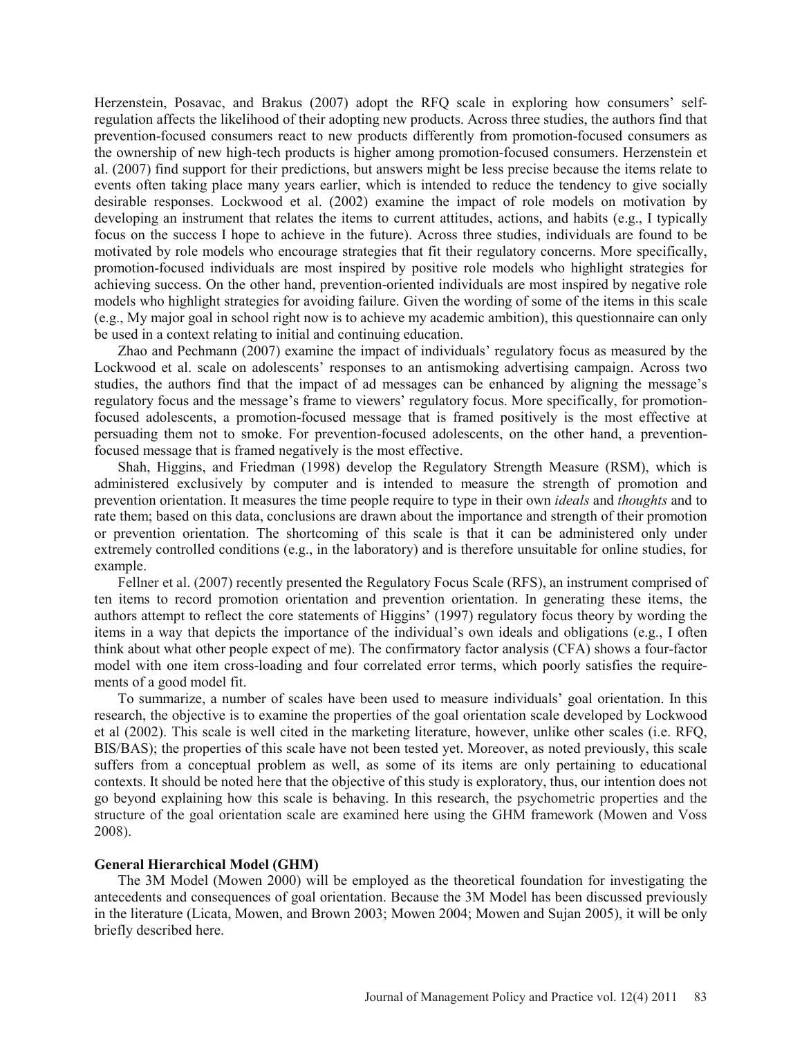Herzenstein, Posavac, and Brakus (2007) adopt the RFQ scale in exploring how consumers' self-regulation affects the likelihood of their adopting new products. Across three studies, the authors find that prevention-focused consumers react to new products differently from promotion-focused consumers as the ownership of new high-tech products is higher among promotion-focused consumers. Herzenstein et al. (2007) find support for their predictions, but answers might be less precise because the items relate to events often taking place many years earlier, which is intended to reduce the tendency to give socially desirable responses. Lockwood et al. (2002) examine the impact of role models on motivation by developing an instrument that relates the items to current attitudes, actions, and habits (e.g., I typically focus on the success I hope to achieve in the future). Across three studies, individuals are found to be motivated by role models who encourage strategies that fit their regulatory concerns. More specifically, promotion-focused individuals are most inspired by positive role models who highlight strategies for achieving success. On the other hand, prevention-oriented individuals are most inspired by negative role models who highlight strategies for avoiding failure. Given the wording of some of the items in this scale (e.g., My major goal in school right now is to achieve my academic ambition), this questionnaire can only be used in a context relating to initial and continuing education.

Zhao and Pechmann (2007) examine the impact of individuals' regulatory focus as measured by the Lockwood et al. scale on adolescents' responses to an antismoking advertising campaign. Across two studies, the authors find that the impact of ad messages can be enhanced by aligning the message's regulatory focus and the message's frame to viewers' regulatory focus. More specifically, for promotion-focused adolescents, a promotion-focused message that is framed positively is the most effective at persuading them not to smoke. For prevention-focused adolescents, on the other hand, a prevention-focused message that is framed negatively is the most effective.

Shah, Higgins, and Friedman (1998) develop the Regulatory Strength Measure (RSM), which is administered exclusively by computer and is intended to measure the strength of promotion and prevention orientation. It measures the time people require to type in their own *ideals* and *thoughts* and to rate them; based on this data, conclusions are drawn about the importance and strength of their promotion or prevention orientation. The shortcoming of this scale is that it can be administered only under extremely controlled conditions (e.g., in the laboratory) and is therefore unsuitable for online studies, for example.

Fellner et al. (2007) recently presented the Regulatory Focus Scale (RFS), an instrument comprised of ten items to record promotion orientation and prevention orientation. In generating these items, the authors attempt to reflect the core statements of Higgins' (1997) regulatory focus theory by wording the items in a way that depicts the importance of the individual's own ideals and obligations (e.g., I often think about what other people expect of me). The confirmatory factor analysis (CFA) shows a four-factor model with one item cross-loading and four correlated error terms, which poorly satisfies the requirements of a good model fit.

To summarize, a number of scales have been used to measure individuals' goal orientation. In this research, the objective is to examine the properties of the goal orientation scale developed by Lockwood et al (2002). This scale is well cited in the marketing literature, however, unlike other scales (i.e. RFQ, BIS/BAS); the properties of this scale have not been tested yet. Moreover, as noted previously, this scale suffers from a conceptual problem as well, as some of its items are only pertaining to educational contexts. It should be noted here that the objective of this study is exploratory, thus, our intention does not go beyond explaining how this scale is behaving. In this research, the psychometric properties and the structure of the goal orientation scale are examined here using the GHM framework (Mowen and Voss 2008).

**General Hierarchical Model (GHM)**

The 3M Model (Mowen 2000) will be employed as the theoretical foundation for investigating the antecedents and consequences of goal orientation. Because the 3M Model has been discussed previously in the literature (Licata, Mowen, and Brown 2003; Mowen 2004; Mowen and Sujan 2005), it will be only briefly described here.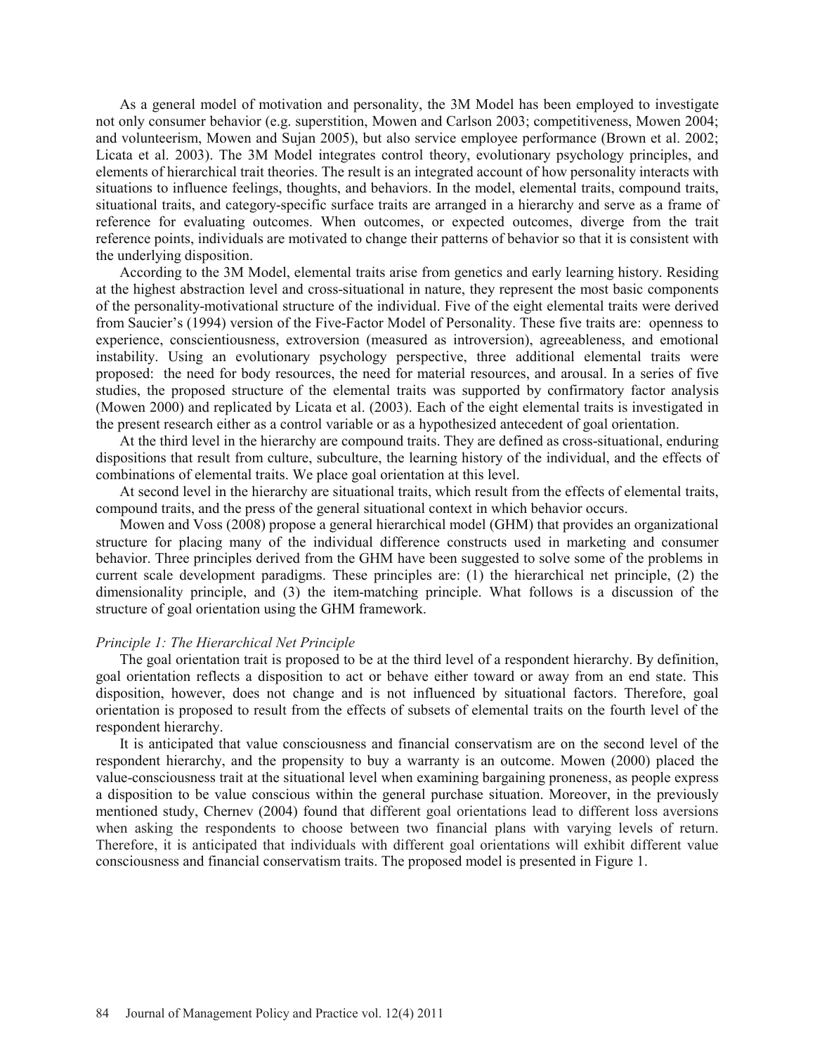As a general model of motivation and personality, the 3M Model has been employed to investigate not only consumer behavior (e.g. superstition, Mowen and Carlson 2003; competitiveness, Mowen 2004; and volunteerism, Mowen and Sujan 2005), but also service employee performance (Brown et al. 2002; Licata et al. 2003). The 3M Model integrates control theory, evolutionary psychology principles, and elements of hierarchical trait theories. The result is an integrated account of how personality interacts with situations to influence feelings, thoughts, and behaviors. In the model, elemental traits, compound traits, situational traits, and category-specific surface traits are arranged in a hierarchy and serve as a frame of reference for evaluating outcomes. When outcomes, or expected outcomes, diverge from the trait reference points, individuals are motivated to change their patterns of behavior so that it is consistent with the underlying disposition.

According to the 3M Model, elemental traits arise from genetics and early learning history. Residing at the highest abstraction level and cross-situational in nature, they represent the most basic components of the personality-motivational structure of the individual. Five of the eight elemental traits were derived from Saucier's (1994) version of the Five-Factor Model of Personality. These five traits are: openness to experience, conscientiousness, extroversion (measured as introversion), agreeableness, and emotional instability. Using an evolutionary psychology perspective, three additional elemental traits were proposed: the need for body resources, the need for material resources, and arousal. In a series of five studies, the proposed structure of the elemental traits was supported by confirmatory factor analysis (Mowen 2000) and replicated by Licata et al. (2003). Each of the eight elemental traits is investigated in the present research either as a control variable or as a hypothesized antecedent of goal orientation.

At the third level in the hierarchy are compound traits. They are defined as cross-situational, enduring dispositions that result from culture, subculture, the learning history of the individual, and the effects of combinations of elemental traits. We place goal orientation at this level.

At second level in the hierarchy are situational traits, which result from the effects of elemental traits, compound traits, and the press of the general situational context in which behavior occurs.

Mowen and Voss (2008) propose a general hierarchical model (GHM) that provides an organizational structure for placing many of the individual difference constructs used in marketing and consumer behavior. Three principles derived from the GHM have been suggested to solve some of the problems in current scale development paradigms. These principles are: (1) the hierarchical net principle, (2) the dimensionality principle, and (3) the item-matching principle. What follows is a discussion of the structure of goal orientation using the GHM framework.

*Principle 1: The Hierarchical Net Principle*

The goal orientation trait is proposed to be at the third level of a respondent hierarchy. By definition, goal orientation reflects a disposition to act or behave either toward or away from an end state. This disposition, however, does not change and is not influenced by situational factors. Therefore, goal orientation is proposed to result from the effects of subsets of elemental traits on the fourth level of the respondent hierarchy.

It is anticipated that value consciousness and financial conservatism are on the second level of the respondent hierarchy, and the propensity to buy a warranty is an outcome. Mowen (2000) placed the value-consciousness trait at the situational level when examining bargaining proneness, as people express a disposition to be value conscious within the general purchase situation. Moreover, in the previously mentioned study, Chernev (2004) found that different goal orientations lead to different loss aversions when asking the respondents to choose between two financial plans with varying levels of return. Therefore, it is anticipated that individuals with different goal orientations will exhibit different value consciousness and financial conservatism traits. The proposed model is presented in Figure 1.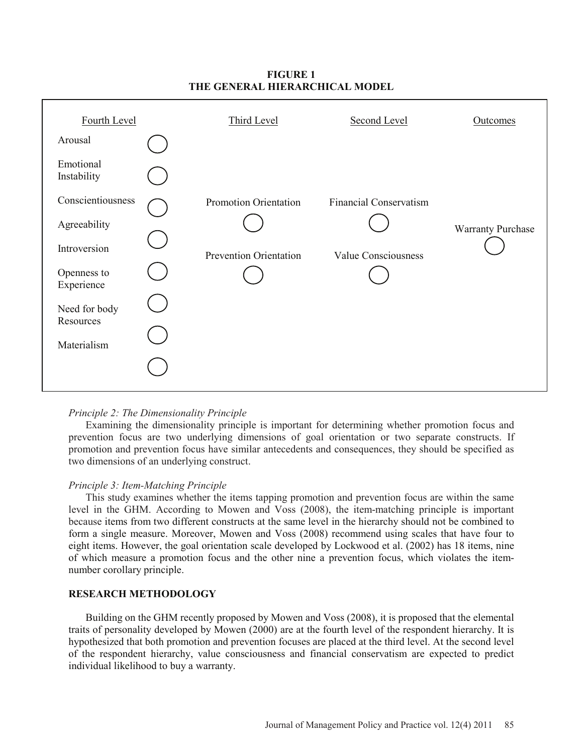**FIGURE 1**
**THE GENERAL HIERARCHICAL MODEL**

| Fourth Level | Third Level | Second Level | Outcomes |
|---|---|---|---|
| Arousal | | | |
| Emotional Instability | | | |
| Conscientiousness | Promotion Orientation | Financial Conservatism | |
| Agreeability | | | Warranty Purchase |
| Introversion | Prevention Orientation | Value Consciousness | |
| Openness to Experience | | | |
| Need for body Resources | | | |
| Materialism | | | |

*Principle 2: The Dimensionality Principle*

Examining the dimensionality principle is important for determining whether promotion focus and prevention focus are two underlying dimensions of goal orientation or two separate constructs. If promotion and prevention focus have similar antecedents and consequences, they should be specified as two dimensions of an underlying construct.

*Principle 3: Item-Matching Principle*

This study examines whether the items tapping promotion and prevention focus are within the same level in the GHM. According to Mowen and Voss (2008), the item-matching principle is important because items from two different constructs at the same level in the hierarchy should not be combined to form a single measure. Moreover, Mowen and Voss (2008) recommend using scales that have four to eight items. However, the goal orientation scale developed by Lockwood et al. (2002) has 18 items, nine of which measure a promotion focus and the other nine a prevention focus, which violates the item-number corollary principle.

## RESEARCH METHODOLOGY

Building on the GHM recently proposed by Mowen and Voss (2008), it is proposed that the elemental traits of personality developed by Mowen (2000) are at the fourth level of the respondent hierarchy. It is hypothesized that both promotion and prevention focuses are placed at the third level. At the second level of the respondent hierarchy, value consciousness and financial conservatism are expected to predict individual likelihood to buy a warranty.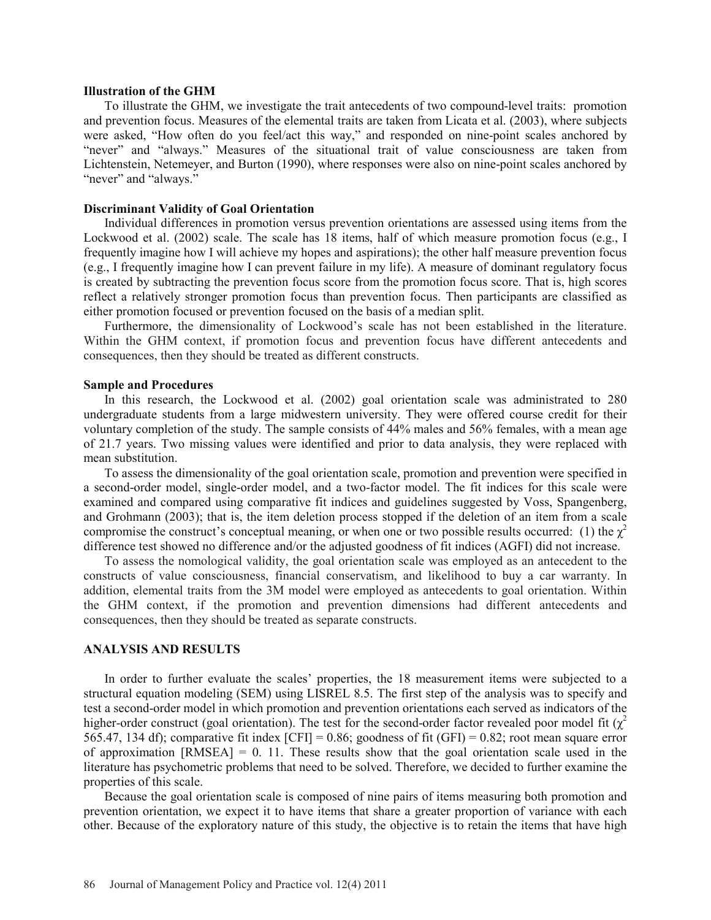### Illustration of the GHM

To illustrate the GHM, we investigate the trait antecedents of two compound-level traits: promotion and prevention focus. Measures of the elemental traits are taken from Licata et al. (2003), where subjects were asked, "How often do you feel/act this way," and responded on nine-point scales anchored by "never" and "always." Measures of the situational trait of value consciousness are taken from Lichtenstein, Netemeyer, and Burton (1990), where responses were also on nine-point scales anchored by "never" and "always."

### Discriminant Validity of Goal Orientation

Individual differences in promotion versus prevention orientations are assessed using items from the Lockwood et al. (2002) scale. The scale has 18 items, half of which measure promotion focus (e.g., I frequently imagine how I will achieve my hopes and aspirations); the other half measure prevention focus (e.g., I frequently imagine how I can prevent failure in my life). A measure of dominant regulatory focus is created by subtracting the prevention focus score from the promotion focus score. That is, high scores reflect a relatively stronger promotion focus than prevention focus. Then participants are classified as either promotion focused or prevention focused on the basis of a median split.

Furthermore, the dimensionality of Lockwood's scale has not been established in the literature. Within the GHM context, if promotion focus and prevention focus have different antecedents and consequences, then they should be treated as different constructs.

### Sample and Procedures

In this research, the Lockwood et al. (2002) goal orientation scale was administrated to 280 undergraduate students from a large midwestern university. They were offered course credit for their voluntary completion of the study. The sample consists of 44% males and 56% females, with a mean age of 21.7 years. Two missing values were identified and prior to data analysis, they were replaced with mean substitution.

To assess the dimensionality of the goal orientation scale, promotion and prevention were specified in a second-order model, single-order model, and a two-factor model. The fit indices for this scale were examined and compared using comparative fit indices and guidelines suggested by Voss, Spangenberg, and Grohmann (2003); that is, the item deletion process stopped if the deletion of an item from a scale compromise the construct's conceptual meaning, or when one or two possible results occurred: (1) the $\chi^2$ difference test showed no difference and/or the adjusted goodness of fit indices (AGFI) did not increase.

To assess the nomological validity, the goal orientation scale was employed as an antecedent to the constructs of value consciousness, financial conservatism, and likelihood to buy a car warranty. In addition, elemental traits from the 3M model were employed as antecedents to goal orientation. Within the GHM context, if the promotion and prevention dimensions had different antecedents and consequences, then they should be treated as separate constructs.

## ANALYSIS AND RESULTS

In order to further evaluate the scales' properties, the 18 measurement items were subjected to a structural equation modeling (SEM) using LISREL 8.5. The first step of the analysis was to specify and test a second-order model in which promotion and prevention orientations each served as indicators of the higher-order construct (goal orientation). The test for the second-order factor revealed poor model fit ($\chi^2$ 565.47, 134 df); comparative fit index [CFI] = 0.86; goodness of fit (GFI) = 0.82; root mean square error of approximation [RMSEA] = 0. 11. These results show that the goal orientation scale used in the literature has psychometric problems that need to be solved. Therefore, we decided to further examine the properties of this scale.

Because the goal orientation scale is composed of nine pairs of items measuring both promotion and prevention orientation, we expect it to have items that share a greater proportion of variance with each other. Because of the exploratory nature of this study, the objective is to retain the items that have high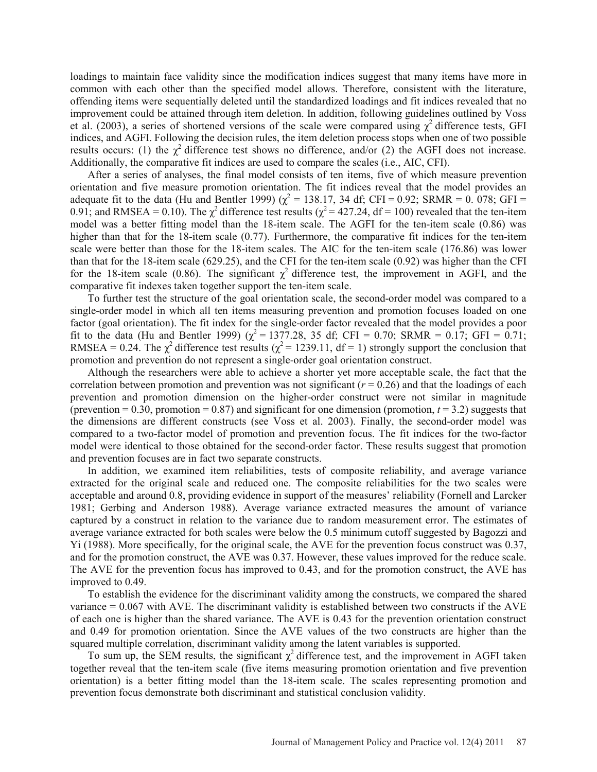loadings to maintain face validity since the modification indices suggest that many items have more in common with each other than the specified model allows. Therefore, consistent with the literature, offending items were sequentially deleted until the standardized loadings and fit indices revealed that no improvement could be attained through item deletion. In addition, following guidelines outlined by Voss et al. (2003), a series of shortened versions of the scale were compared using $\chi^2$ difference tests, GFI indices, and AGFI. Following the decision rules, the item deletion process stops when one of two possible results occurs: (1) the $\chi^2$ difference test shows no difference, and/or (2) the AGFI does not increase. Additionally, the comparative fit indices are used to compare the scales (i.e., AIC, CFI).

After a series of analyses, the final model consists of ten items, five of which measure prevention orientation and five measure promotion orientation. The fit indices reveal that the model provides an adequate fit to the data (Hu and Bentler 1999) ($\chi^2$ = 138.17, 34 df; CFI = 0.92; SRMR = 0. 078; GFI = 0.91; and RMSEA = 0.10). The $\chi^2$ difference test results ($\chi^2$ = 427.24, df = 100) revealed that the ten-item model was a better fitting model than the 18-item scale. The AGFI for the ten-item scale (0.86) was higher than that for the 18-item scale (0.77). Furthermore, the comparative fit indices for the ten-item scale were better than those for the 18-item scales. The AIC for the ten-item scale (176.86) was lower than that for the 18-item scale (629.25), and the CFI for the ten-item scale (0.92) was higher than the CFI for the 18-item scale (0.86). The significant $\chi^2$ difference test, the improvement in AGFI, and the comparative fit indexes taken together support the ten-item scale.

To further test the structure of the goal orientation scale, the second-order model was compared to a single-order model in which all ten items measuring prevention and promotion focuses loaded on one factor (goal orientation). The fit index for the single-order factor revealed that the model provides a poor fit to the data (Hu and Bentler 1999) ($\chi^2$ = 1377.28, 35 df; CFI = 0.70; SRMR = 0.17; GFI = 0.71; RMSEA = 0.24. The $\chi^2$ difference test results ($\chi^2$ = 1239.11, df = 1) strongly support the conclusion that promotion and prevention do not represent a single-order goal orientation construct.

Although the researchers were able to achieve a shorter yet more acceptable scale, the fact that the correlation between promotion and prevention was not significant ($r$ = 0.26) and that the loadings of each prevention and promotion dimension on the higher-order construct were not similar in magnitude (prevention = 0.30, promotion = 0.87) and significant for one dimension (promotion, $t$ = 3.2) suggests that the dimensions are different constructs (see Voss et al. 2003). Finally, the second-order model was compared to a two-factor model of promotion and prevention focus. The fit indices for the two-factor model were identical to those obtained for the second-order factor. These results suggest that promotion and prevention focuses are in fact two separate constructs.

In addition, we examined item reliabilities, tests of composite reliability, and average variance extracted for the original scale and reduced one. The composite reliabilities for the two scales were acceptable and around 0.8, providing evidence in support of the measures' reliability (Fornell and Larcker 1981; Gerbing and Anderson 1988). Average variance extracted measures the amount of variance captured by a construct in relation to the variance due to random measurement error. The estimates of average variance extracted for both scales were below the 0.5 minimum cutoff suggested by Bagozzi and Yi (1988). More specifically, for the original scale, the AVE for the prevention focus construct was 0.37, and for the promotion construct, the AVE was 0.37. However, these values improved for the reduce scale. The AVE for the prevention focus has improved to 0.43, and for the promotion construct, the AVE has improved to 0.49.

To establish the evidence for the discriminant validity among the constructs, we compared the shared variance = 0.067 with AVE. The discriminant validity is established between two constructs if the AVE of each one is higher than the shared variance. The AVE is 0.43 for the prevention orientation construct and 0.49 for promotion orientation. Since the AVE values of the two constructs are higher than the squared multiple correlation, discriminant validity among the latent variables is supported.

To sum up, the SEM results, the significant $\chi^2$ difference test, and the improvement in AGFI taken together reveal that the ten-item scale (five items measuring promotion orientation and five prevention orientation) is a better fitting model than the 18-item scale. The scales representing promotion and prevention focus demonstrate both discriminant and statistical conclusion validity.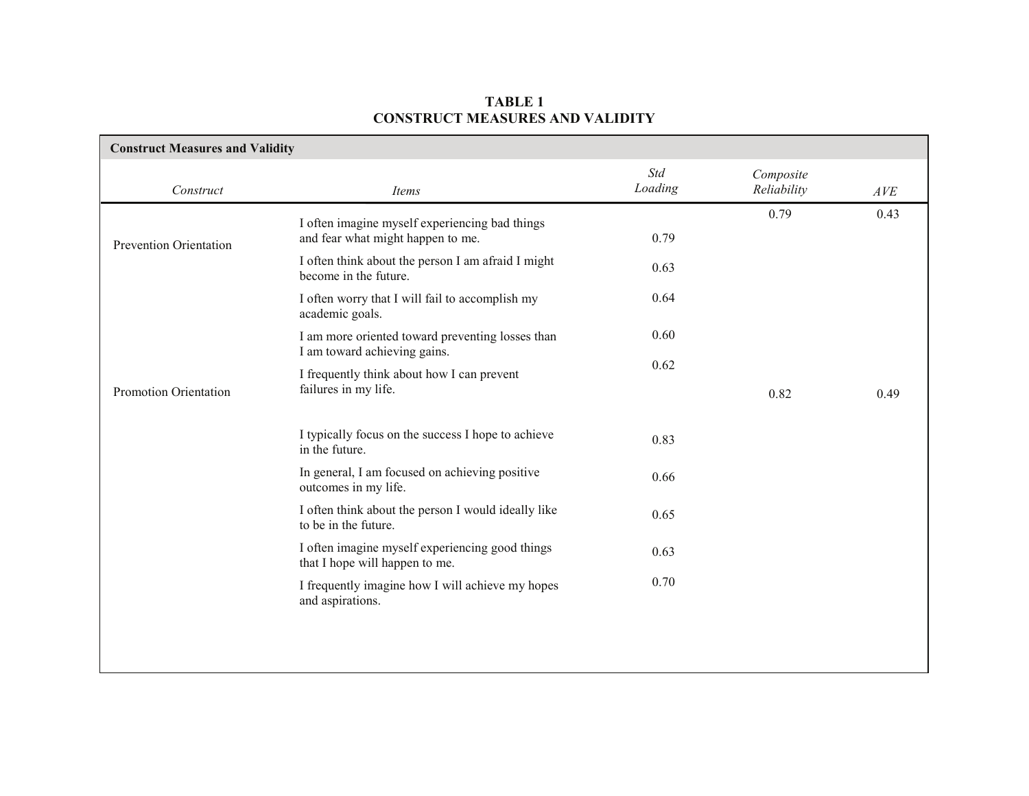**TABLE 1**
**CONSTRUCT MEASURES AND VALIDITY**

| **Construct Measures and Validity** | | | | |
|---|---|---|---|---|
| *Construct* | *Items* | *Std Loading* | *Composite Reliability* | *AVE* |
| Prevention Orientation | I often imagine myself experiencing bad things and fear what might happen to me. | 0.79 | 0.79 | 0.43 |
| | I often think about the person I am afraid I might become in the future. | 0.63 | | |
| | I often worry that I will fail to accomplish my academic goals. | 0.64 | | |
| | I am more oriented toward preventing losses than I am toward achieving gains. | 0.60 | | |
| | I frequently think about how I can prevent failures in my life. | 0.62 | | |
| Promotion Orientation | | | 0.82 | 0.49 |
| | I typically focus on the success I hope to achieve in the future. | 0.83 | | |
| | In general, I am focused on achieving positive outcomes in my life. | 0.66 | | |
| | I often think about the person I would ideally like to be in the future. | 0.65 | | |
| | I often imagine myself experiencing good things that I hope will happen to me. | 0.63 | | |
| | I frequently imagine how I will achieve my hopes and aspirations. | 0.70 | | |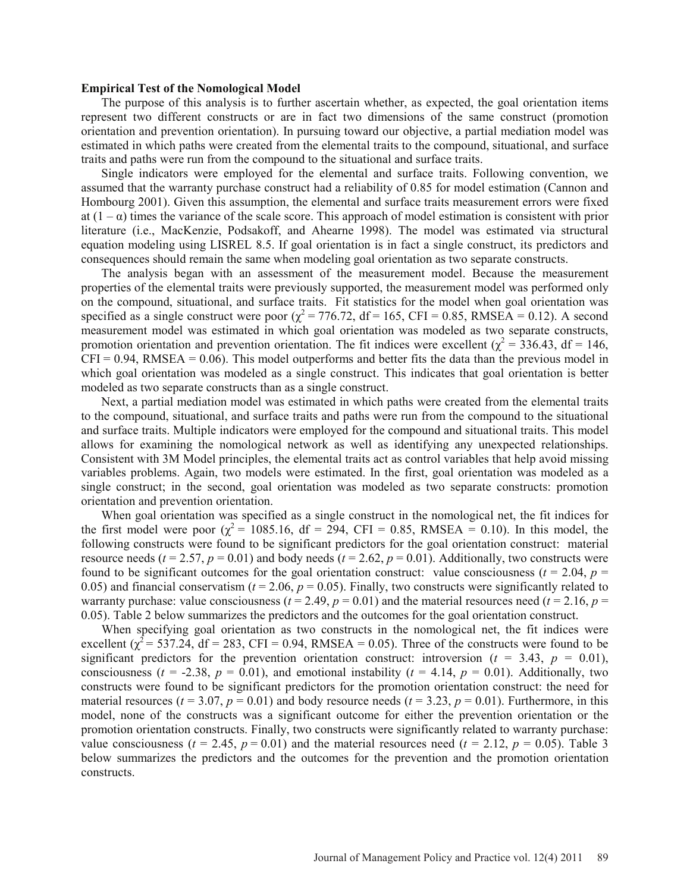**Empirical Test of the Nomological Model**

The purpose of this analysis is to further ascertain whether, as expected, the goal orientation items represent two different constructs or are in fact two dimensions of the same construct (promotion orientation and prevention orientation). In pursuing toward our objective, a partial mediation model was estimated in which paths were created from the elemental traits to the compound, situational, and surface traits and paths were run from the compound to the situational and surface traits.

Single indicators were employed for the elemental and surface traits. Following convention, we assumed that the warranty purchase construct had a reliability of 0.85 for model estimation (Cannon and Hombourg 2001). Given this assumption, the elemental and surface traits measurement errors were fixed at $(1 - \alpha)$ times the variance of the scale score. This approach of model estimation is consistent with prior literature (i.e., MacKenzie, Podsakoff, and Ahearne 1998). The model was estimated via structural equation modeling using LISREL 8.5. If goal orientation is in fact a single construct, its predictors and consequences should remain the same when modeling goal orientation as two separate constructs.

The analysis began with an assessment of the measurement model. Because the measurement properties of the elemental traits were previously supported, the measurement model was performed only on the compound, situational, and surface traits. Fit statistics for the model when goal orientation was specified as a single construct were poor ($\chi^2 = 776.72$, df = 165, CFI = 0.85, RMSEA = 0.12). A second measurement model was estimated in which goal orientation was modeled as two separate constructs, promotion orientation and prevention orientation. The fit indices were excellent ($\chi^2 = 336.43$, df = 146, CFI = 0.94, RMSEA = 0.06). This model outperforms and better fits the data than the previous model in which goal orientation was modeled as a single construct. This indicates that goal orientation is better modeled as two separate constructs than as a single construct.

Next, a partial mediation model was estimated in which paths were created from the elemental traits to the compound, situational, and surface traits and paths were run from the compound to the situational and surface traits. Multiple indicators were employed for the compound and situational traits. This model allows for examining the nomological network as well as identifying any unexpected relationships. Consistent with 3M Model principles, the elemental traits act as control variables that help avoid missing variables problems. Again, two models were estimated. In the first, goal orientation was modeled as a single construct; in the second, goal orientation was modeled as two separate constructs: promotion orientation and prevention orientation.

When goal orientation was specified as a single construct in the nomological net, the fit indices for the first model were poor ($\chi^2 = 1085.16$, df = 294, CFI = 0.85, RMSEA = 0.10). In this model, the following constructs were found to be significant predictors for the goal orientation construct: material resource needs ($t = 2.57$, $p = 0.01$) and body needs ($t = 2.62$, $p = 0.01$). Additionally, two constructs were found to be significant outcomes for the goal orientation construct: value consciousness ($t = 2.04$, $p = 0.05$) and financial conservatism ($t = 2.06$, $p = 0.05$). Finally, two constructs were significantly related to warranty purchase: value consciousness ($t = 2.49$, $p = 0.01$) and the material resources need ($t = 2.16$, $p = 0.05$). Table 2 below summarizes the predictors and the outcomes for the goal orientation construct.

When specifying goal orientation as two constructs in the nomological net, the fit indices were excellent ($\chi^2 = 537.24$, df = 283, CFI = 0.94, RMSEA = 0.05). Three of the constructs were found to be significant predictors for the prevention orientation construct: introversion ($t = 3.43$, $p = 0.01$), consciousness ($t = -2.38$, $p = 0.01$), and emotional instability ($t = 4.14$, $p = 0.01$). Additionally, two constructs were found to be significant predictors for the promotion orientation construct: the need for material resources ($t = 3.07$, $p = 0.01$) and body resource needs ($t = 3.23$, $p = 0.01$). Furthermore, in this model, none of the constructs was a significant outcome for either the prevention orientation or the promotion orientation constructs. Finally, two constructs were significantly related to warranty purchase: value consciousness ($t = 2.45$, $p = 0.01$) and the material resources need ($t = 2.12$, $p = 0.05$). Table 3 below summarizes the predictors and the outcomes for the prevention and the promotion orientation constructs.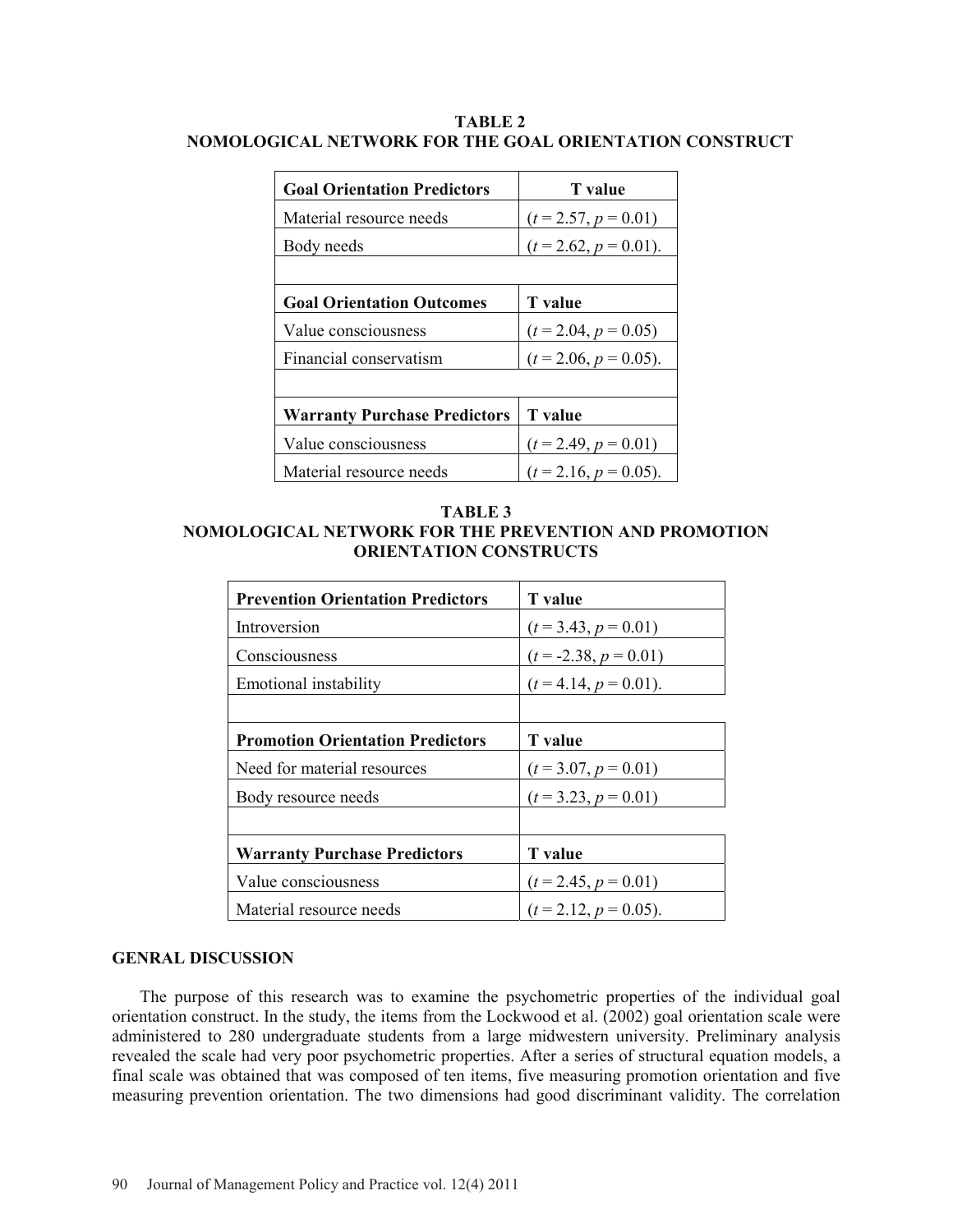**TABLE 2**
**NOMOLOGICAL NETWORK FOR THE GOAL ORIENTATION CONSTRUCT**

| **Goal Orientation Predictors** | **T value** |
|---|---|
| Material resource needs | ($t = 2.57$, $p = 0.01$) |
| Body needs | ($t = 2.62$, $p = 0.01$). |
| | |
| **Goal Orientation Outcomes** | **T value** |
| Value consciousness | ($t = 2.04$, $p = 0.05$) |
| Financial conservatism | ($t = 2.06$, $p = 0.05$). |
| | |
| **Warranty Purchase Predictors** | **T value** |
| Value consciousness | ($t = 2.49$, $p = 0.01$) |
| Material resource needs | ($t = 2.16$, $p = 0.05$). |

**TABLE 3**
**NOMOLOGICAL NETWORK FOR THE PREVENTION AND PROMOTION ORIENTATION CONSTRUCTS**

| **Prevention Orientation Predictors** | **T value** |
|---|---|
| Introversion | ($t = 3.43$, $p = 0.01$) |
| Consciousness | ($t = -2.38$, $p = 0.01$) |
| Emotional instability | ($t = 4.14$, $p = 0.01$). |
| | |
| **Promotion Orientation Predictors** | **T value** |
| Need for material resources | ($t = 3.07$, $p = 0.01$) |
| Body resource needs | ($t = 3.23$, $p = 0.01$) |
| | |
| **Warranty Purchase Predictors** | **T value** |
| Value consciousness | ($t = 2.45$, $p = 0.01$) |
| Material resource needs | ($t = 2.12$, $p = 0.05$). |

## GENRAL DISCUSSION

The purpose of this research was to examine the psychometric properties of the individual goal orientation construct. In the study, the items from the Lockwood et al. (2002) goal orientation scale were administered to 280 undergraduate students from a large midwestern university. Preliminary analysis revealed the scale had very poor psychometric properties. After a series of structural equation models, a final scale was obtained that was composed of ten items, five measuring promotion orientation and five measuring prevention orientation. The two dimensions had good discriminant validity. The correlation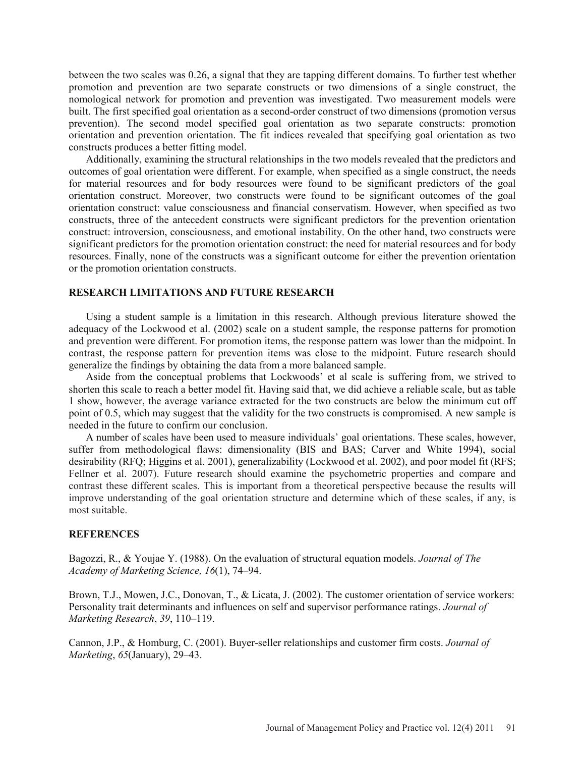between the two scales was 0.26, a signal that they are tapping different domains. To further test whether promotion and prevention are two separate constructs or two dimensions of a single construct, the nomological network for promotion and prevention was investigated. Two measurement models were built. The first specified goal orientation as a second-order construct of two dimensions (promotion versus prevention). The second model specified goal orientation as two separate constructs: promotion orientation and prevention orientation. The fit indices revealed that specifying goal orientation as two constructs produces a better fitting model.

Additionally, examining the structural relationships in the two models revealed that the predictors and outcomes of goal orientation were different. For example, when specified as a single construct, the needs for material resources and for body resources were found to be significant predictors of the goal orientation construct. Moreover, two constructs were found to be significant outcomes of the goal orientation construct: value consciousness and financial conservatism. However, when specified as two constructs, three of the antecedent constructs were significant predictors for the prevention orientation construct: introversion, consciousness, and emotional instability. On the other hand, two constructs were significant predictors for the promotion orientation construct: the need for material resources and for body resources. Finally, none of the constructs was a significant outcome for either the prevention orientation or the promotion orientation constructs.

## RESEARCH LIMITATIONS AND FUTURE RESEARCH

Using a student sample is a limitation in this research. Although previous literature showed the adequacy of the Lockwood et al. (2002) scale on a student sample, the response patterns for promotion and prevention were different. For promotion items, the response pattern was lower than the midpoint. In contrast, the response pattern for prevention items was close to the midpoint. Future research should generalize the findings by obtaining the data from a more balanced sample.

Aside from the conceptual problems that Lockwoods' et al scale is suffering from, we strived to shorten this scale to reach a better model fit. Having said that, we did achieve a reliable scale, but as table 1 show, however, the average variance extracted for the two constructs are below the minimum cut off point of 0.5, which may suggest that the validity for the two constructs is compromised. A new sample is needed in the future to confirm our conclusion.

A number of scales have been used to measure individuals' goal orientations. These scales, however, suffer from methodological flaws: dimensionality (BIS and BAS; Carver and White 1994), social desirability (RFQ; Higgins et al. 2001), generalizability (Lockwood et al. 2002), and poor model fit (RFS; Fellner et al. 2007). Future research should examine the psychometric properties and compare and contrast these different scales. This is important from a theoretical perspective because the results will improve understanding of the goal orientation structure and determine which of these scales, if any, is most suitable.

## REFERENCES

Bagozzi, R., & Youjae Y. (1988). On the evaluation of structural equation models. *Journal of The Academy of Marketing Science, 16*(1), 74–94.

Brown, T.J., Mowen, J.C., Donovan, T., & Licata, J. (2002). The customer orientation of service workers: Personality trait determinants and influences on self and supervisor performance ratings. *Journal of Marketing Research*, *39*, 110–119.

Cannon, J.P., & Homburg, C. (2001). Buyer-seller relationships and customer firm costs. *Journal of Marketing*, *65*(January), 29–43.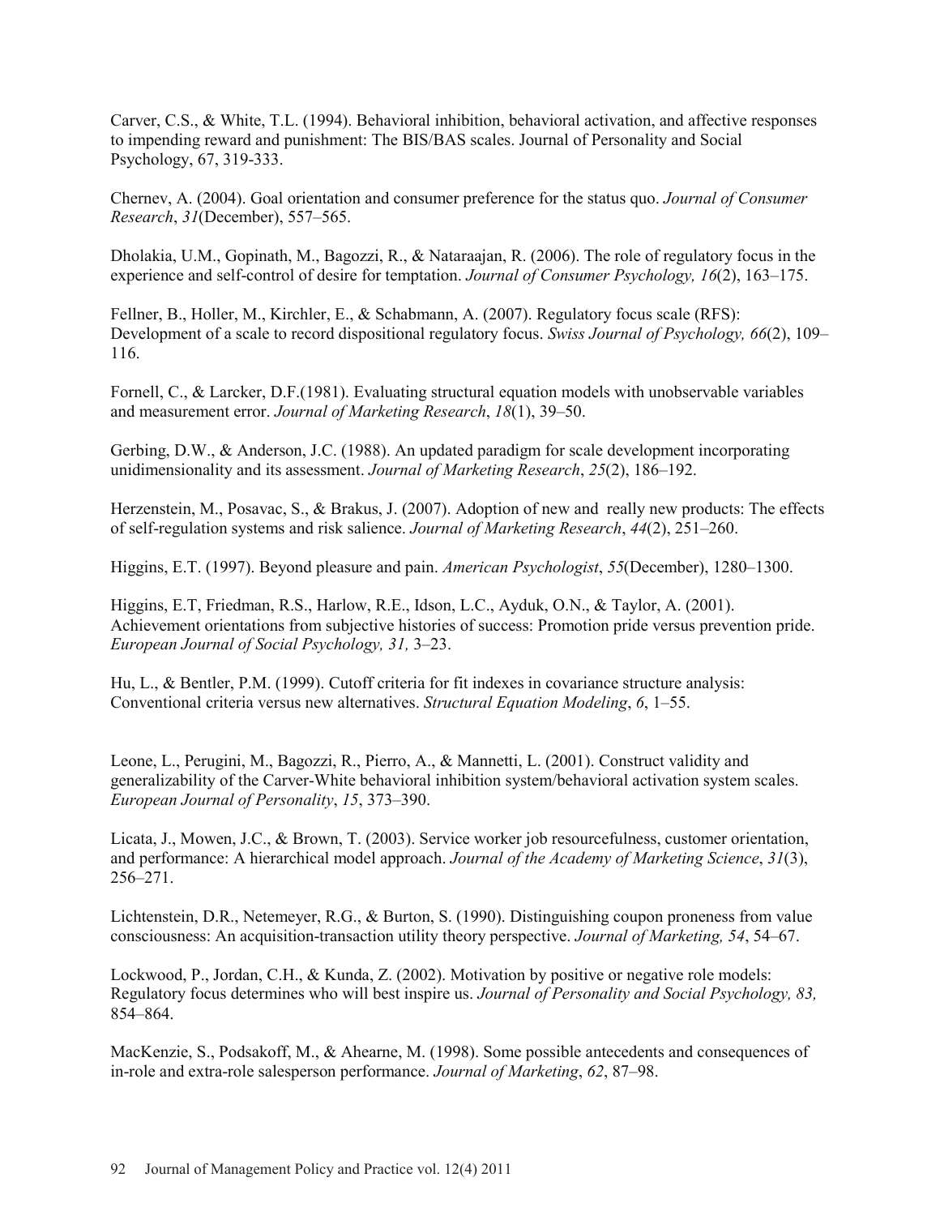Carver, C.S., & White, T.L. (1994). Behavioral inhibition, behavioral activation, and affective responses to impending reward and punishment: The BIS/BAS scales. Journal of Personality and Social Psychology, 67, 319-333.

Chernev, A. (2004). Goal orientation and consumer preference for the status quo. *Journal of Consumer Research*, *31*(December), 557–565.

Dholakia, U.M., Gopinath, M., Bagozzi, R., & Nataraajan, R. (2006). The role of regulatory focus in the experience and self-control of desire for temptation. *Journal of Consumer Psychology, 16*(2), 163–175.

Fellner, B., Holler, M., Kirchler, E., & Schabmann, A. (2007). Regulatory focus scale (RFS): Development of a scale to record dispositional regulatory focus. *Swiss Journal of Psychology, 66*(2), 109–116.

Fornell, C., & Larcker, D.F.(1981). Evaluating structural equation models with unobservable variables and measurement error. *Journal of Marketing Research*, *18*(1), 39–50.

Gerbing, D.W., & Anderson, J.C. (1988). An updated paradigm for scale development incorporating unidimensionality and its assessment. *Journal of Marketing Research*, *25*(2), 186–192.

Herzenstein, M., Posavac, S., & Brakus, J. (2007). Adoption of new and really new products: The effects of self-regulation systems and risk salience. *Journal of Marketing Research*, *44*(2), 251–260.

Higgins, E.T. (1997). Beyond pleasure and pain. *American Psychologist*, *55*(December), 1280–1300.

Higgins, E.T, Friedman, R.S., Harlow, R.E., Idson, L.C., Ayduk, O.N., & Taylor, A. (2001). Achievement orientations from subjective histories of success: Promotion pride versus prevention pride. *European Journal of Social Psychology, 31,* 3–23.

Hu, L., & Bentler, P.M. (1999). Cutoff criteria for fit indexes in covariance structure analysis: Conventional criteria versus new alternatives. *Structural Equation Modeling*, *6*, 1–55.

Leone, L., Perugini, M., Bagozzi, R., Pierro, A., & Mannetti, L. (2001). Construct validity and generalizability of the Carver-White behavioral inhibition system/behavioral activation system scales. *European Journal of Personality*, *15*, 373–390.

Licata, J., Mowen, J.C., & Brown, T. (2003). Service worker job resourcefulness, customer orientation, and performance: A hierarchical model approach. *Journal of the Academy of Marketing Science*, *31*(3), 256–271.

Lichtenstein, D.R., Netemeyer, R.G., & Burton, S. (1990). Distinguishing coupon proneness from value consciousness: An acquisition-transaction utility theory perspective. *Journal of Marketing, 54*, 54–67.

Lockwood, P., Jordan, C.H., & Kunda, Z. (2002). Motivation by positive or negative role models: Regulatory focus determines who will best inspire us. *Journal of Personality and Social Psychology, 83,* 854–864.

MacKenzie, S., Podsakoff, M., & Ahearne, M. (1998). Some possible antecedents and consequences of in-role and extra-role salesperson performance. *Journal of Marketing*, *62*, 87–98.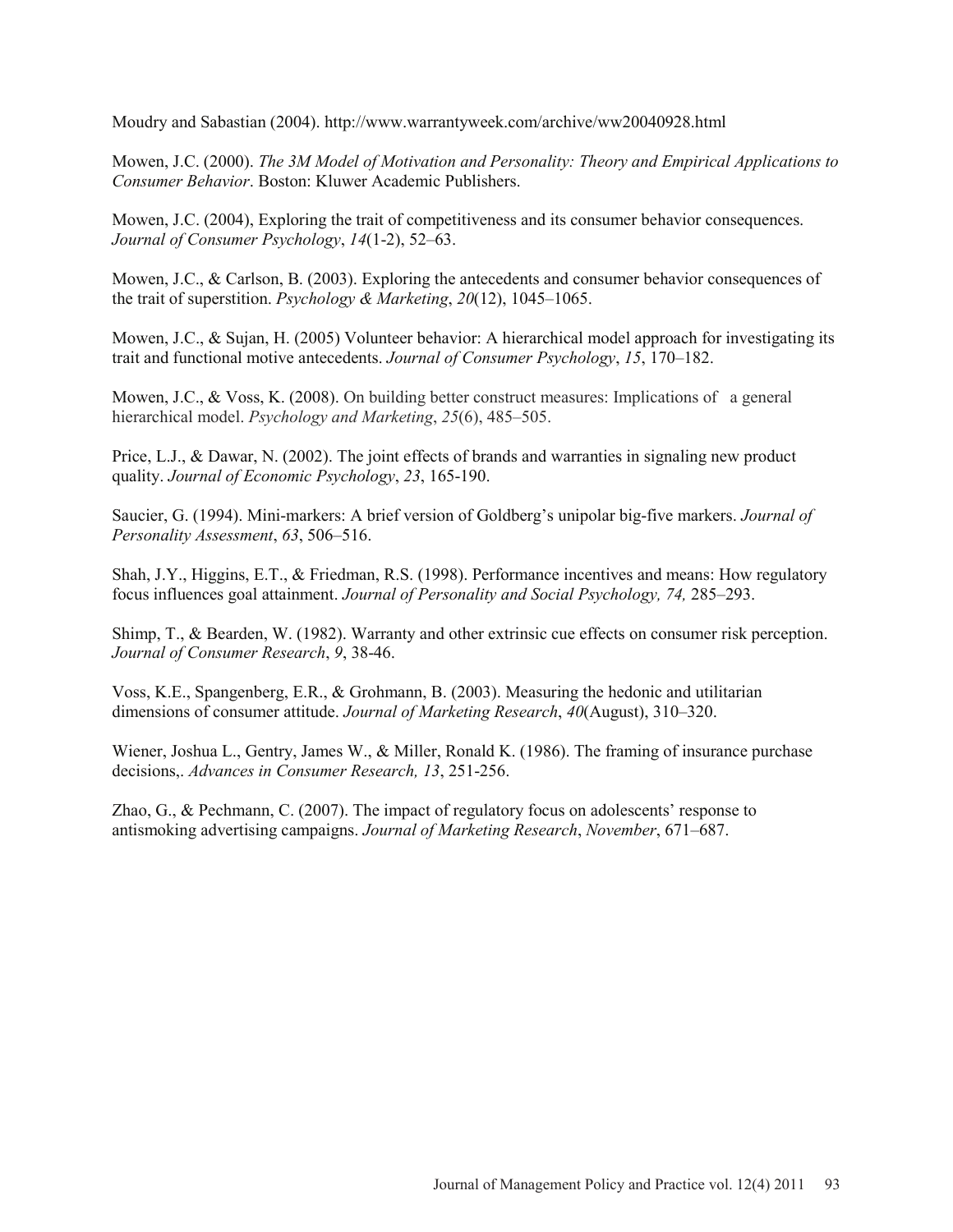Moudry and Sabastian (2004). http://www.warrantyweek.com/archive/ww20040928.html

Mowen, J.C. (2000). *The 3M Model of Motivation and Personality: Theory and Empirical Applications to Consumer Behavior*. Boston: Kluwer Academic Publishers.

Mowen, J.C. (2004), Exploring the trait of competitiveness and its consumer behavior consequences. *Journal of Consumer Psychology*, *14*(1-2), 52–63.

Mowen, J.C., & Carlson, B. (2003). Exploring the antecedents and consumer behavior consequences of the trait of superstition. *Psychology & Marketing*, *20*(12), 1045–1065.

Mowen, J.C., & Sujan, H. (2005) Volunteer behavior: A hierarchical model approach for investigating its trait and functional motive antecedents. *Journal of Consumer Psychology*, *15*, 170–182.

Mowen, J.C., & Voss, K. (2008). On building better construct measures: Implications of a general hierarchical model. *Psychology and Marketing*, *25*(6), 485–505.

Price, L.J., & Dawar, N. (2002). The joint effects of brands and warranties in signaling new product quality. *Journal of Economic Psychology*, *23*, 165-190.

Saucier, G. (1994). Mini-markers: A brief version of Goldberg's unipolar big-five markers. *Journal of Personality Assessment*, *63*, 506–516.

Shah, J.Y., Higgins, E.T., & Friedman, R.S. (1998). Performance incentives and means: How regulatory focus influences goal attainment. *Journal of Personality and Social Psychology, 74,* 285–293.

Shimp, T., & Bearden, W. (1982). Warranty and other extrinsic cue effects on consumer risk perception. *Journal of Consumer Research*, *9*, 38-46.

Voss, K.E., Spangenberg, E.R., & Grohmann, B. (2003). Measuring the hedonic and utilitarian dimensions of consumer attitude. *Journal of Marketing Research*, *40*(August), 310–320.

Wiener, Joshua L., Gentry, James W., & Miller, Ronald K. (1986). The framing of insurance purchase decisions,. *Advances in Consumer Research, 13*, 251-256.

Zhao, G., & Pechmann, C. (2007). The impact of regulatory focus on adolescents' response to antismoking advertising campaigns. *Journal of Marketing Research*, *November*, 671–687.